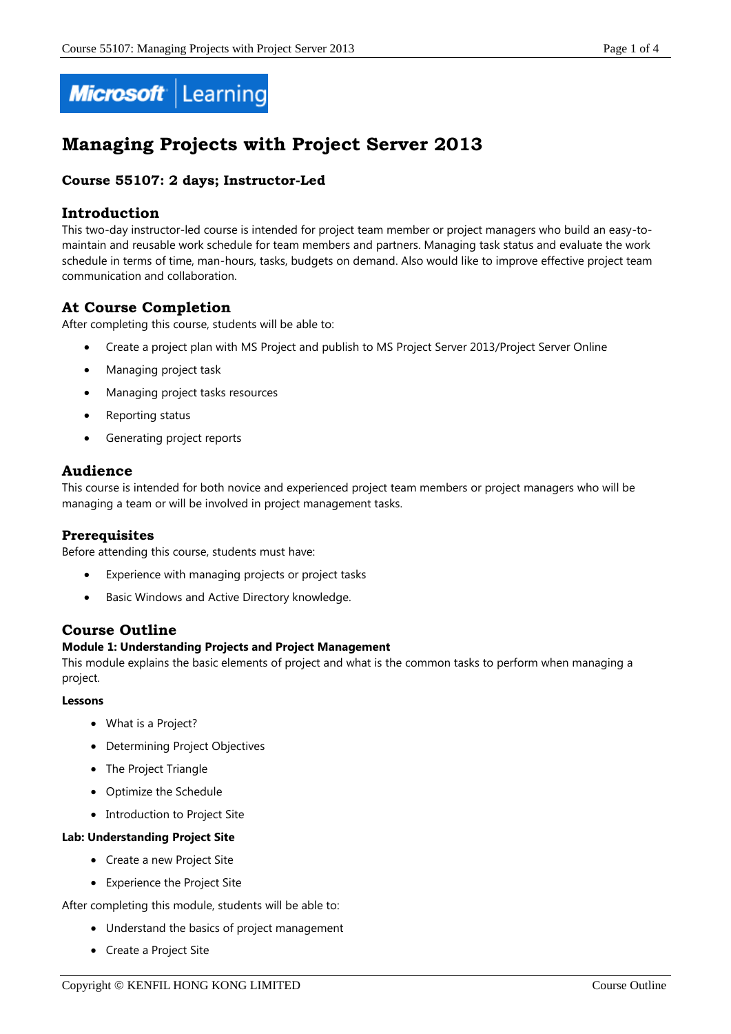# Managing Projects with Project Server 2013

### Course 55107: 2 days; Instructor-Led

## Introduction

This two-day instructor-led course is intended for project team member or project managers who build an easy-to-maintain and reusable work schedule for team members and partners. Managing task status and evaluate the work schedule in terms of time, man-hours, tasks, budgets on demand. Also would like to improve effective project team communication and collaboration.

## At Course Completion

After completing this course, students will be able to:

- Create a project plan with MS Project and publish to MS Project Server 2013/Project Server Online
- Managing project task
- Managing project tasks resources
- Reporting status
- Generating project reports

## Audience

This course is intended for both novice and experienced project team members or project managers who will be managing a team or will be involved in project management tasks.

### Prerequisites

Before attending this course, students must have:

- Experience with managing projects or project tasks
- Basic Windows and Active Directory knowledge.

## Course Outline

**Module 1: Understanding Projects and Project Management**

This module explains the basic elements of project and what is the common tasks to perform when managing a project.

**Lessons**

- What is a Project?
- Determining Project Objectives
- The Project Triangle
- Optimize the Schedule
- Introduction to Project Site

**Lab: Understanding Project Site**

- Create a new Project Site
- Experience the Project Site

After completing this module, students will be able to:

- Understand the basics of project management
- Create a Project Site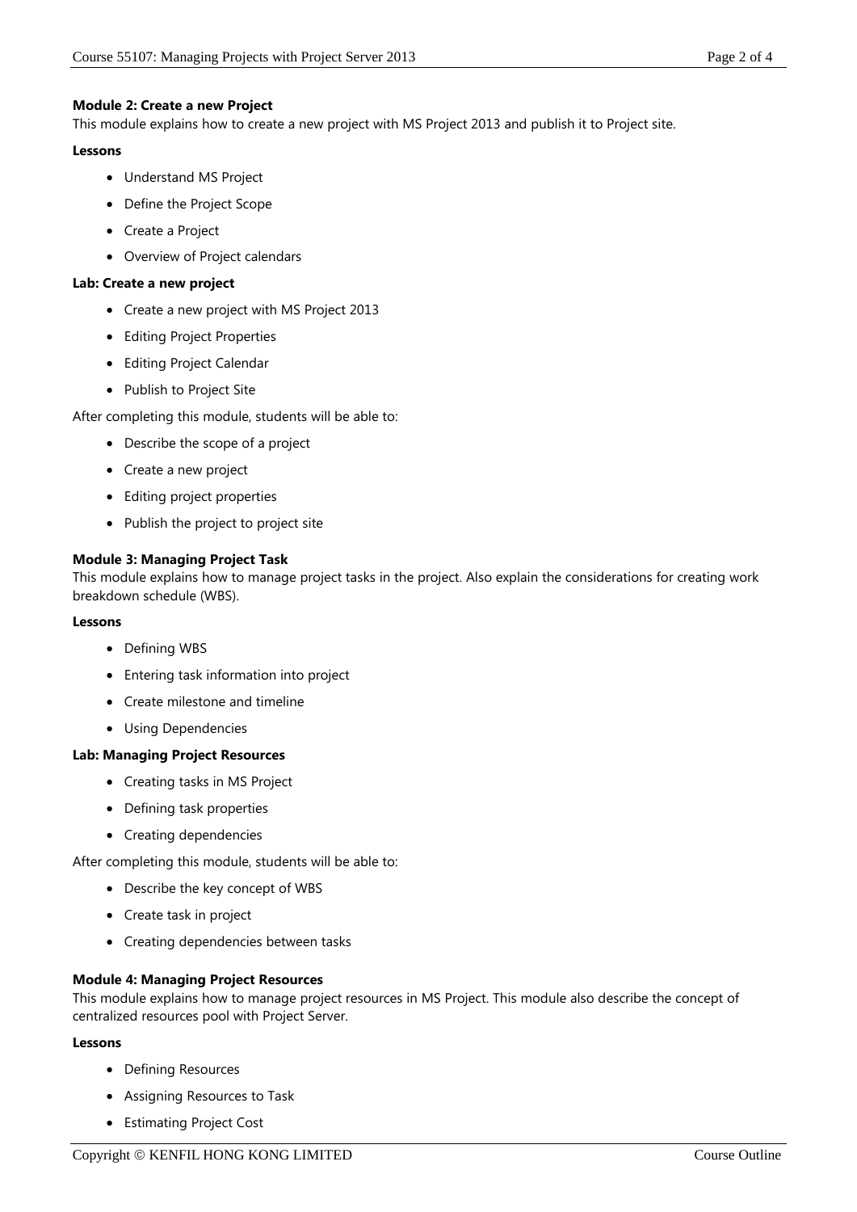**Module 2: Create a new Project**

This module explains how to create a new project with MS Project 2013 and publish it to Project site.

**Lessons**

- Understand MS Project
- Define the Project Scope
- Create a Project
- Overview of Project calendars

**Lab: Create a new project**

- Create a new project with MS Project 2013
- Editing Project Properties
- Editing Project Calendar
- Publish to Project Site

After completing this module, students will be able to:

- Describe the scope of a project
- Create a new project
- Editing project properties
- Publish the project to project site

**Module 3: Managing Project Task**

This module explains how to manage project tasks in the project. Also explain the considerations for creating work breakdown schedule (WBS).

**Lessons**

- Defining WBS
- Entering task information into project
- Create milestone and timeline
- Using Dependencies

**Lab: Managing Project Resources**

- Creating tasks in MS Project
- Defining task properties
- Creating dependencies

After completing this module, students will be able to:

- Describe the key concept of WBS
- Create task in project
- Creating dependencies between tasks

**Module 4: Managing Project Resources**

This module explains how to manage project resources in MS Project. This module also describe the concept of centralized resources pool with Project Server.

**Lessons**

- Defining Resources
- Assigning Resources to Task
- Estimating Project Cost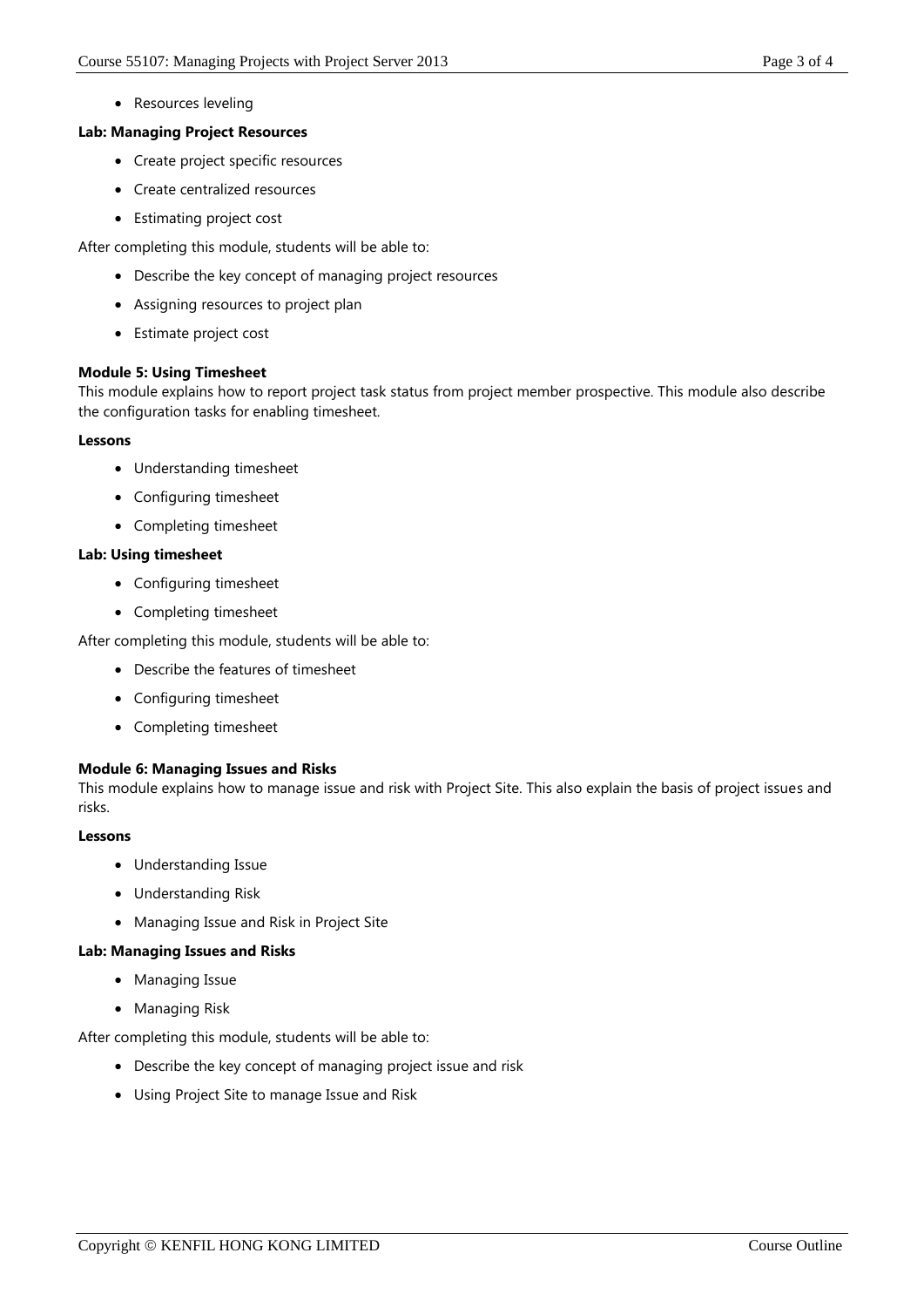- Resources leveling

**Lab: Managing Project Resources**

- Create project specific resources
- Create centralized resources
- Estimating project cost

After completing this module, students will be able to:

- Describe the key concept of managing project resources
- Assigning resources to project plan
- Estimate project cost

**Module 5: Using Timesheet**

This module explains how to report project task status from project member prospective. This module also describe the configuration tasks for enabling timesheet.

**Lessons**

- Understanding timesheet
- Configuring timesheet
- Completing timesheet

**Lab: Using timesheet**

- Configuring timesheet
- Completing timesheet

After completing this module, students will be able to:

- Describe the features of timesheet
- Configuring timesheet
- Completing timesheet

**Module 6: Managing Issues and Risks**

This module explains how to manage issue and risk with Project Site. This also explain the basis of project issues and risks.

**Lessons**

- Understanding Issue
- Understanding Risk
- Managing Issue and Risk in Project Site

**Lab: Managing Issues and Risks**

- Managing Issue
- Managing Risk

After completing this module, students will be able to:

- Describe the key concept of managing project issue and risk
- Using Project Site to manage Issue and Risk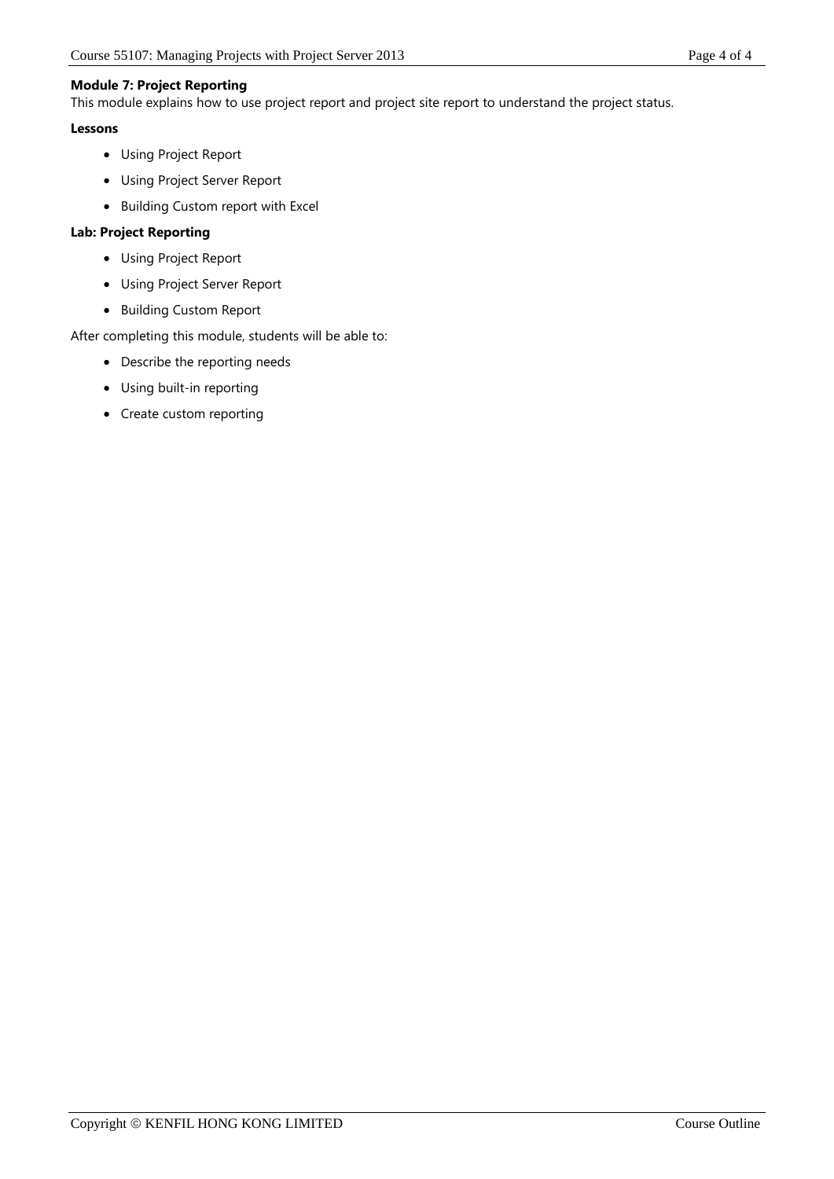**Module 7: Project Reporting**

This module explains how to use project report and project site report to understand the project status.

**Lessons**

- Using Project Report
- Using Project Server Report
- Building Custom report with Excel

**Lab: Project Reporting**

- Using Project Report
- Using Project Server Report
- Building Custom Report

After completing this module, students will be able to:

- Describe the reporting needs
- Using built-in reporting
- Create custom reporting